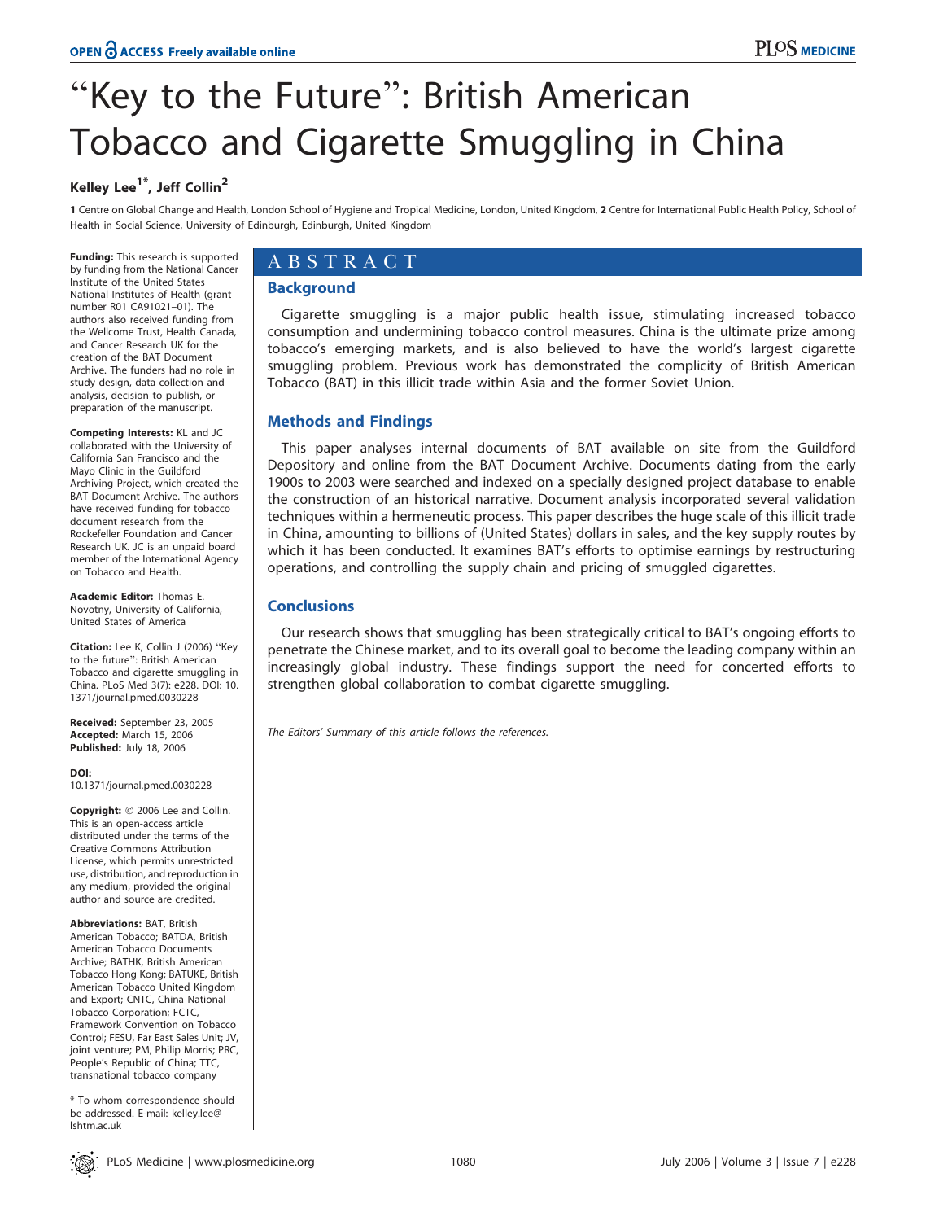OPEN ACCESS Freely available online

# "Key to the Future": British American Tobacco and Cigarette Smuggling in China

**Kelley Lee[1*], Jeff Collin[2]**

1 Centre on Global Change and Health, London School of Hygiene and Tropical Medicine, London, United Kingdom, 2 Centre for International Public Health Policy, School of Health in Social Science, University of Edinburgh, Edinburgh, United Kingdom

## ABSTRACT

### Background

Cigarette smuggling is a major public health issue, stimulating increased tobacco consumption and undermining tobacco control measures. China is the ultimate prize among tobacco's emerging markets, and is also believed to have the world's largest cigarette smuggling problem. Previous work has demonstrated the complicity of British American Tobacco (BAT) in this illicit trade within Asia and the former Soviet Union.

### Methods and Findings

This paper analyses internal documents of BAT available on site from the Guildford Depository and online from the BAT Document Archive. Documents dating from the early 1900s to 2003 were searched and indexed on a specially designed project database to enable the construction of an historical narrative. Document analysis incorporated several validation techniques within a hermeneutic process. This paper describes the huge scale of this illicit trade in China, amounting to billions of (United States) dollars in sales, and the key supply routes by which it has been conducted. It examines BAT's efforts to optimise earnings by restructuring operations, and controlling the supply chain and pricing of smuggled cigarettes.

### Conclusions

Our research shows that smuggling has been strategically critical to BAT's ongoing efforts to penetrate the Chinese market, and to its overall goal to become the leading company within an increasingly global industry. These findings support the need for concerted efforts to strengthen global collaboration to combat cigarette smuggling.

*The Editors' Summary of this article follows the references.*

**Funding:** This research is supported by funding from the National Cancer Institute of the United States National Institutes of Health (grant number R01 CA91021–01). The authors also received funding from the Wellcome Trust, Health Canada, and Cancer Research UK for the creation of the BAT Document Archive. The funders had no role in study design, data collection and analysis, decision to publish, or preparation of the manuscript.

**Competing Interests:** KL and JC collaborated with the University of California San Francisco and the Mayo Clinic in the Guildford Archiving Project, which created the BAT Document Archive. The authors have received funding for tobacco document research from the Rockefeller Foundation and Cancer Research UK. JC is an unpaid board member of the International Agency on Tobacco and Health.

**Academic Editor:** Thomas E. Novotny, University of California, United States of America

**Citation:** Lee K, Collin J (2006) "Key to the future": British American Tobacco and cigarette smuggling in China. PLoS Med 3(7): e228. DOI: 10.1371/journal.pmed.0030228

**Received:** September 23, 2005
**Accepted:** March 15, 2006
**Published:** July 18, 2006

**DOI:** 10.1371/journal.pmed.0030228

**Copyright:** © 2006 Lee and Collin. This is an open-access article distributed under the terms of the Creative Commons Attribution License, which permits unrestricted use, distribution, and reproduction in any medium, provided the original author and source are credited.

**Abbreviations:** BAT, British American Tobacco; BATDA, British American Tobacco Documents Archive; BATHK, British American Tobacco Hong Kong; BATUKE, British American Tobacco United Kingdom and Export; CNTC, China National Tobacco Corporation; FCTC, Framework Convention on Tobacco Control; FESU, Far East Sales Unit; JV, joint venture; PM, Philip Morris; PRC, People's Republic of China; TTC, transnational tobacco company

\* To whom correspondence should be addressed. E-mail: kelley.lee@lshtm.ac.uk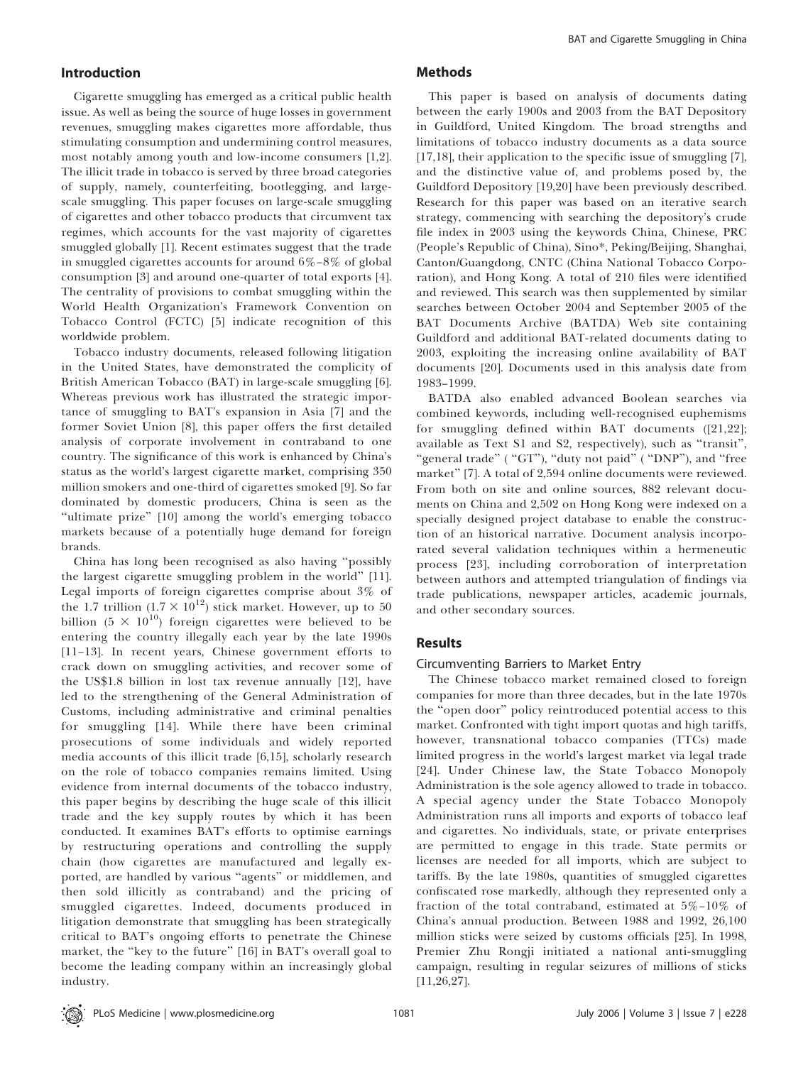## Introduction

Cigarette smuggling has emerged as a critical public health issue. As well as being the source of huge losses in government revenues, smuggling makes cigarettes more affordable, thus stimulating consumption and undermining control measures, most notably among youth and low-income consumers [1,2]. The illicit trade in tobacco is served by three broad categories of supply, namely, counterfeiting, bootlegging, and large-scale smuggling. This paper focuses on large-scale smuggling of cigarettes and other tobacco products that circumvent tax regimes, which accounts for the vast majority of cigarettes smuggled globally [1]. Recent estimates suggest that the trade in smuggled cigarettes accounts for around 6%–8% of global consumption [3] and around one-quarter of total exports [4]. The centrality of provisions to combat smuggling within the World Health Organization's Framework Convention on Tobacco Control (FCTC) [5] indicate recognition of this worldwide problem.

Tobacco industry documents, released following litigation in the United States, have demonstrated the complicity of British American Tobacco (BAT) in large-scale smuggling [6]. Whereas previous work has illustrated the strategic importance of smuggling to BAT's expansion in Asia [7] and the former Soviet Union [8], this paper offers the first detailed analysis of corporate involvement in contraband to one country. The significance of this work is enhanced by China's status as the world's largest cigarette market, comprising 350 million smokers and one-third of cigarettes smoked [9]. So far dominated by domestic producers, China is seen as the "ultimate prize" [10] among the world's emerging tobacco markets because of a potentially huge demand for foreign brands.

China has long been recognised as also having "possibly the largest cigarette smuggling problem in the world" [11]. Legal imports of foreign cigarettes comprise about 3% of the 1.7 trillion ($1.7 \times 10^{12}$) stick market. However, up to 50 billion ($5 \times 10^{10}$) foreign cigarettes were believed to be entering the country illegally each year by the late 1990s [11–13]. In recent years, Chinese government efforts to crack down on smuggling activities, and recover some of the US$1.8 billion in lost tax revenue annually [12], have led to the strengthening of the General Administration of Customs, including administrative and criminal penalties for smuggling [14]. While there have been criminal prosecutions of some individuals and widely reported media accounts of this illicit trade [6,15], scholarly research on the role of tobacco companies remains limited. Using evidence from internal documents of the tobacco industry, this paper begins by describing the huge scale of this illicit trade and the key supply routes by which it has been conducted. It examines BAT's efforts to optimise earnings by restructuring operations and controlling the supply chain (how cigarettes are manufactured and legally exported, are handled by various "agents" or middlemen, and then sold illicitly as contraband) and the pricing of smuggled cigarettes. Indeed, documents produced in litigation demonstrate that smuggling has been strategically critical to BAT's ongoing efforts to penetrate the Chinese market, the "key to the future" [16] in BAT's overall goal to become the leading company within an increasingly global industry.

## Methods

This paper is based on analysis of documents dating between the early 1900s and 2003 from the BAT Depository in Guildford, United Kingdom. The broad strengths and limitations of tobacco industry documents as a data source [17,18], their application to the specific issue of smuggling [7], and the distinctive value of, and problems posed by, the Guildford Depository [19,20] have been previously described. Research for this paper was based on an iterative search strategy, commencing with searching the depository's crude file index in 2003 using the keywords China, Chinese, PRC (People's Republic of China), Sino*, Peking/Beijing, Shanghai, Canton/Guangdong, CNTC (China National Tobacco Corporation), and Hong Kong. A total of 210 files were identified and reviewed. This search was then supplemented by similar searches between October 2004 and September 2005 of the BAT Documents Archive (BATDA) Web site containing Guildford and additional BAT-related documents dating to 2003, exploiting the increasing online availability of BAT documents [20]. Documents used in this analysis date from 1983–1999.

BATDA also enabled advanced Boolean searches via combined keywords, including well-recognised euphemisms for smuggling defined within BAT documents ([21,22]; available as Text S1 and S2, respectively), such as "transit", "general trade" ("GT"), "duty not paid" ("DNP"), and "free market" [7]. A total of 2,594 online documents were reviewed. From both on site and online sources, 882 relevant documents on China and 2,502 on Hong Kong were indexed on a specially designed project database to enable the construction of an historical narrative. Document analysis incorporated several validation techniques within a hermeneutic process [23], including corroboration of interpretation between authors and attempted triangulation of findings via trade publications, newspaper articles, academic journals, and other secondary sources.

## Results

### Circumventing Barriers to Market Entry

The Chinese tobacco market remained closed to foreign companies for more than three decades, but in the late 1970s the "open door" policy reintroduced potential access to this market. Confronted with tight import quotas and high tariffs, however, transnational tobacco companies (TTCs) made limited progress in the world's largest market via legal trade [24]. Under Chinese law, the State Tobacco Monopoly Administration is the sole agency allowed to trade in tobacco. A special agency under the State Tobacco Monopoly Administration runs all imports and exports of tobacco leaf and cigarettes. No individuals, state, or private enterprises are permitted to engage in this trade. State permits or licenses are needed for all imports, which are subject to tariffs. By the late 1980s, quantities of smuggled cigarettes confiscated rose markedly, although they represented only a fraction of the total contraband, estimated at 5%–10% of China's annual production. Between 1988 and 1992, 26,100 million sticks were seized by customs officials [25]. In 1998, Premier Zhu Rongji initiated a national anti-smuggling campaign, resulting in regular seizures of millions of sticks [11,26,27].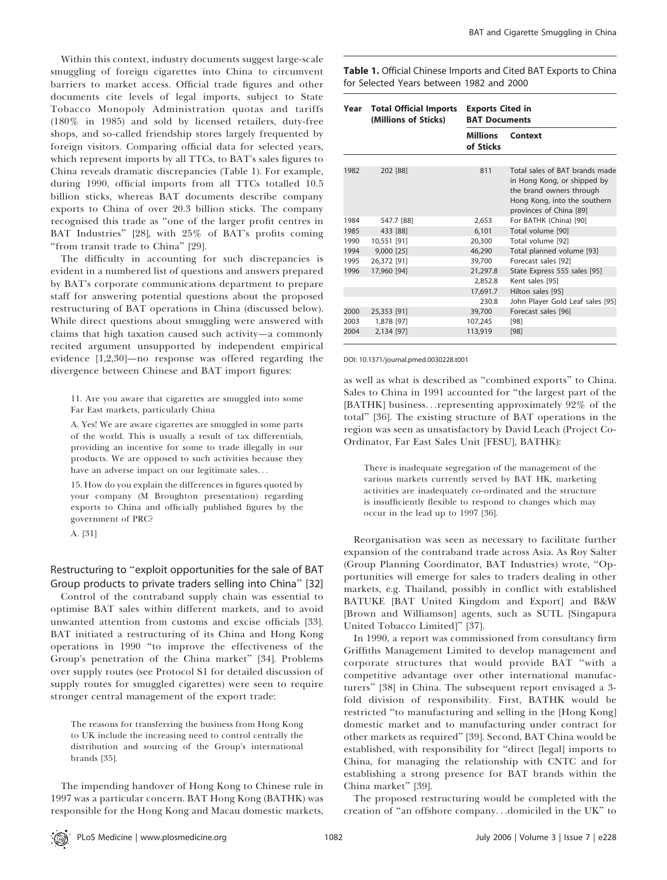Within this context, industry documents suggest large-scale smuggling of foreign cigarettes into China to circumvent barriers to market access. Official trade figures and other documents cite levels of legal imports, subject to State Tobacco Monopoly Administration quotas and tariffs (180% in 1985) and sold by licensed retailers, duty-free shops, and so-called friendship stores largely frequented by foreign visitors. Comparing official data for selected years, which represent imports by all TTCs, to BAT's sales figures to China reveals dramatic discrepancies (Table 1). For example, during 1990, official imports from all TTCs totalled 10.5 billion sticks, whereas BAT documents describe company exports to China of over 20.3 billion sticks. The company recognised this trade as "one of the larger profit centres in BAT Industries" [28], with 25% of BAT's profits coming "from transit trade to China" [29].

The difficulty in accounting for such discrepancies is evident in a numbered list of questions and answers prepared by BAT's corporate communications department to prepare staff for answering potential questions about the proposed restructuring of BAT operations in China (discussed below). While direct questions about smuggling were answered with claims that high taxation caused such activity—a commonly recited argument unsupported by independent empirical evidence [1,2,30]—no response was offered regarding the divergence between Chinese and BAT import figures:

> 11. Are you aware that cigarettes are smuggled into some Far East markets, particularly China
>
> A. Yes! We are aware cigarettes are smuggled in some parts of the world. This is usually a result of tax differentials, providing an incentive for some to trade illegally in our products. We are opposed to such activities because they have an adverse impact on our legitimate sales...
>
> 15. How do you explain the differences in figures quoted by your company (M Broughton presentation) regarding exports to China and officially published figures by the government of PRC?
>
> A. [31]

## Restructuring to "exploit opportunities for the sale of BAT Group products to private traders selling into China" [32]

Control of the contraband supply chain was essential to optimise BAT sales within different markets, and to avoid unwanted attention from customs and excise officials [33]. BAT initiated a restructuring of its China and Hong Kong operations in 1990 "to improve the effectiveness of the Group's penetration of the China market" [34]. Problems over supply routes (see Protocol S1 for detailed discussion of supply routes for smuggled cigarettes) were seen to require stronger central management of the export trade:

> The reasons for transferring the business from Hong Kong to UK include the increasing need to control centrally the distribution and sourcing of the Group's international brands [35].

The impending handover of Hong Kong to Chinese rule in 1997 was a particular concern. BAT Hong Kong (BATHK) was responsible for the Hong Kong and Macau domestic markets, as well as what is described as "combined exports" to China. Sales to China in 1991 accounted for "the largest part of the [BATHK] business...representing approximately 92% of the total" [36]. The existing structure of BAT operations in the region was seen as unsatisfactory by David Leach (Project Co-Ordinator, Far East Sales Unit [FESU], BATHK):

> There is inadequate segregation of the management of the various markets currently served by BAT HK, marketing activities are inadequately co-ordinated and the structure is insufficiently flexible to respond to changes which may occur in the lead up to 1997 [36].

Reorganisation was seen as necessary to facilitate further expansion of the contraband trade across Asia. As Roy Salter (Group Planning Coordinator, BAT Industries) wrote, "Opportunities will emerge for sales to traders dealing in other markets, e.g. Thailand, possibly in conflict with established BATUKE [BAT United Kingdom and Export] and B&W [Brown and Williamson] agents, such as SUTL [Singapura United Tobacco Limited]" [37].

In 1990, a report was commissioned from consultancy firm Griffiths Management Limited to develop management and corporate structures that would provide BAT "with a competitive advantage over other international manufacturers" [38] in China. The subsequent report envisaged a 3-fold division of responsibility. First, BATHK would be restricted "to manufacturing and selling in the [Hong Kong] domestic market and to manufacturing under contract for other markets as required" [39]. Second, BAT China would be established, with responsibility for "direct [legal] imports to China, for managing the relationship with CNTC and for establishing a strong presence for BAT brands within the China market" [39].

The proposed restructuring would be completed with the creation of "an offshore company...domiciled in the UK" to

**Table 1.** Official Chinese Imports and Cited BAT Exports to China for Selected Years between 1982 and 2000

| Year | Total Official Imports (Millions of Sticks) | Exports Cited in BAT Documents | |
|---|---|---|---|
| | | Millions of Sticks | Context |
| 1982 | 202 [88] | 811 | Total sales of BAT brands made in Hong Kong, or shipped by the brand owners through Hong Kong, into the southern provinces of China [89] |
| 1984 | 547.7 [88] | 2,653 | For BATHK (China) [90] |
| 1985 | 433 [88] | 6,101 | Total volume [90] |
| 1990 | 10,551 [91] | 20,300 | Total volume [92] |
| 1994 | 9,000 [25] | 46,290 | Total planned volume [93] |
| 1995 | 26,372 [91] | 39,700 | Forecast sales [92] |
| 1996 | 17,960 [94] | 21,297.8 | State Express 555 sales [95] |
| | | 2,852.8 | Kent sales [95] |
| | | 17,691.7 | Hilton sales [95] |
| | | 230.8 | John Player Gold Leaf sales [95] |
| 2000 | 25,353 [91] | 39,700 | Forecast sales [96] |
| 2003 | 1,878 [97] | 107,245 | [98] |
| 2004 | 2,134 [97] | 113,919 | [98] |

DOI: 10.1371/journal.pmed.0030228.t001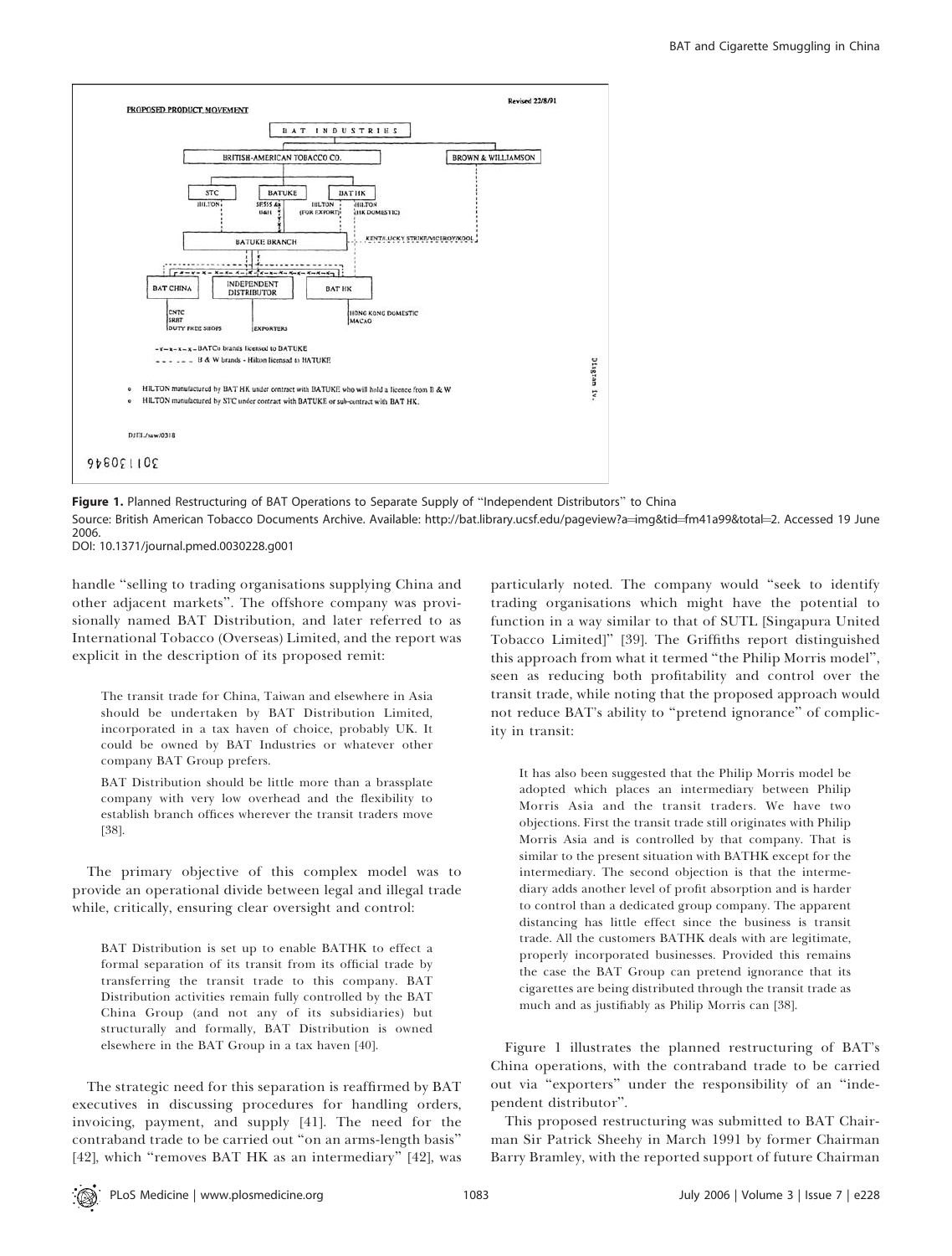**Figure 1.** Planned Restructuring of BAT Operations to Separate Supply of "Independent Distributors" to China

Source: British American Tobacco Documents Archive. Available: http://bat.library.ucsf.edu/pageview?a=img&tid=fm41a99&total=2. Accessed 19 June 2006.

DOI: 10.1371/journal.pmed.0030228.g001

handle "selling to trading organisations supplying China and other adjacent markets". The offshore company was provisionally named BAT Distribution, and later referred to as International Tobacco (Overseas) Limited, and the report was explicit in the description of its proposed remit:

> The transit trade for China, Taiwan and elsewhere in Asia should be undertaken by BAT Distribution Limited, incorporated in a tax haven of choice, probably UK. It could be owned by BAT Industries or whatever other company BAT Group prefers.
>
> BAT Distribution should be little more than a brassplate company with very low overhead and the flexibility to establish branch offices wherever the transit traders move [38].

The primary objective of this complex model was to provide an operational divide between legal and illegal trade while, critically, ensuring clear oversight and control:

> BAT Distribution is set up to enable BATHK to effect a formal separation of its transit from its official trade by transferring the transit trade to this company. BAT Distribution activities remain fully controlled by the BAT China Group (and not any of its subsidiaries) but structurally and formally, BAT Distribution is owned elsewhere in the BAT Group in a tax haven [40].

The strategic need for this separation is reaffirmed by BAT executives in discussing procedures for handling orders, invoicing, payment, and supply [41]. The need for the contraband trade to be carried out "on an arms-length basis" [42], which "removes BAT HK as an intermediary" [42], was particularly noted. The company would "seek to identify trading organisations which might have the potential to function in a way similar to that of SUTL [Singapura United Tobacco Limited]" [39]. The Griffiths report distinguished this approach from what it termed "the Philip Morris model", seen as reducing both profitability and control over the transit trade, while noting that the proposed approach would not reduce BAT's ability to "pretend ignorance" of complicity in transit:

> It has also been suggested that the Philip Morris model be adopted which places an intermediary between Philip Morris Asia and the transit traders. We have two objections. First the transit trade still originates with Philip Morris Asia and is controlled by that company. That is similar to the present situation with BATHK except for the intermediary. The second objection is that the intermediary adds another level of profit absorption and is harder to control than a dedicated group company. The apparent distancing has little effect since the business is transit trade. All the customers BATHK deals with are legitimate, properly incorporated businesses. Provided this remains the case the BAT Group can pretend ignorance that its cigarettes are being distributed through the transit trade as much and as justifiably as Philip Morris can [38].

Figure 1 illustrates the planned restructuring of BAT's China operations, with the contraband trade to be carried out via "exporters" under the responsibility of an "independent distributor".

This proposed restructuring was submitted to BAT Chairman Sir Patrick Sheehy in March 1991 by former Chairman Barry Bramley, with the reported support of future Chairman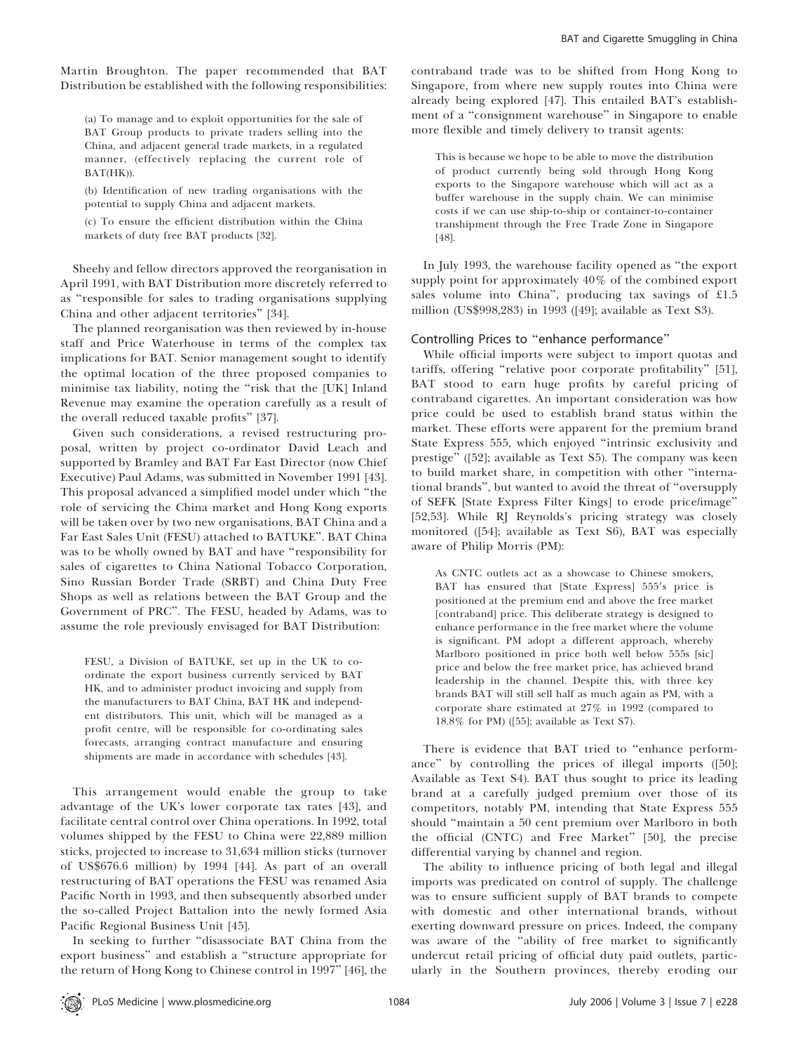Martin Broughton. The paper recommended that BAT Distribution be established with the following responsibilities:

> (a) To manage and to exploit opportunities for the sale of BAT Group products to private traders selling into the China, and adjacent general trade markets, in a regulated manner, (effectively replacing the current role of BAT(HK)).
>
> (b) Identification of new trading organisations with the potential to supply China and adjacent markets.
>
> (c) To ensure the efficient distribution within the China markets of duty free BAT products [32].

Sheehy and fellow directors approved the reorganisation in April 1991, with BAT Distribution more discretely referred to as "responsible for sales to trading organisations supplying China and other adjacent territories" [34].

The planned reorganisation was then reviewed by in-house staff and Price Waterhouse in terms of the complex tax implications for BAT. Senior management sought to identify the optimal location of the three proposed companies to minimise tax liability, noting the "risk that the [UK] Inland Revenue may examine the operation carefully as a result of the overall reduced taxable profits" [37].

Given such considerations, a revised restructuring proposal, written by project co-ordinator David Leach and supported by Bramley and BAT Far East Director (now Chief Executive) Paul Adams, was submitted in November 1991 [43]. This proposal advanced a simplified model under which "the role of servicing the China market and Hong Kong exports will be taken over by two new organisations, BAT China and a Far East Sales Unit (FESU) attached to BATUKE". BAT China was to be wholly owned by BAT and have "responsibility for sales of cigarettes to China National Tobacco Corporation, Sino Russian Border Trade (SRBT) and China Duty Free Shops as well as relations between the BAT Group and the Government of PRC". The FESU, headed by Adams, was to assume the role previously envisaged for BAT Distribution:

> FESU, a Division of BATUKE, set up in the UK to co-ordinate the export business currently serviced by BAT HK, and to administer product invoicing and supply from the manufacturers to BAT China, BAT HK and independent distributors. This unit, which will be managed as a profit centre, will be responsible for co-ordinating sales forecasts, arranging contract manufacture and ensuring shipments are made in accordance with schedules [43].

This arrangement would enable the group to take advantage of the UK's lower corporate tax rates [43], and facilitate central control over China operations. In 1992, total volumes shipped by the FESU to China were 22,889 million sticks, projected to increase to 31,634 million sticks (turnover of US$676.6 million) by 1994 [44]. As part of an overall restructuring of BAT operations the FESU was renamed Asia Pacific North in 1993, and then subsequently absorbed under the so-called Project Battalion into the newly formed Asia Pacific Regional Business Unit [45].

In seeking to further "disassociate BAT China from the export business" and establish a "structure appropriate for the return of Hong Kong to Chinese control in 1997" [46], the contraband trade was to be shifted from Hong Kong to Singapore, from where new supply routes into China were already being explored [47]. This entailed BAT's establishment of a "consignment warehouse" in Singapore to enable more flexible and timely delivery to transit agents:

> This is because we hope to be able to move the distribution of product currently being sold through Hong Kong exports to the Singapore warehouse which will act as a buffer warehouse in the supply chain. We can minimise costs if we can use ship-to-ship or container-to-container transhipment through the Free Trade Zone in Singapore [48].

In July 1993, the warehouse facility opened as "the export supply point for approximately 40% of the combined export sales volume into China", producing tax savings of £1.5 million (US$998,283) in 1993 ([49]; available as Text S3).

### Controlling Prices to "enhance performance"

While official imports were subject to import quotas and tariffs, offering "relative poor corporate profitability" [51], BAT stood to earn huge profits by careful pricing of contraband cigarettes. An important consideration was how price could be used to establish brand status within the market. These efforts were apparent for the premium brand State Express 555, which enjoyed "intrinsic exclusivity and prestige" ([52]; available as Text S5). The company was keen to build market share, in competition with other "international brands", but wanted to avoid the threat of "oversupply of SEFK [State Express Filter Kings] to erode price/image" [52,53]. While RJ Reynolds's pricing strategy was closely monitored ([54]; available as Text S6), BAT was especially aware of Philip Morris (PM):

> As CNTC outlets act as a showcase to Chinese smokers, BAT has ensured that [State Express] 555′s price is positioned at the premium end and above the free market [contraband] price. This deliberate strategy is designed to enhance performance in the free market where the volume is significant. PM adopt a different approach, whereby Marlboro positioned in price both well below 555s [sic] price and below the free market price, has achieved brand leadership in the channel. Despite this, with three key brands BAT will still sell half as much again as PM, with a corporate share estimated at 27% in 1992 (compared to 18.8% for PM) ([55]; available as Text S7).

There is evidence that BAT tried to "enhance performance" by controlling the prices of illegal imports ([50]; Available as Text S4). BAT thus sought to price its leading brand at a carefully judged premium over those of its competitors, notably PM, intending that State Express 555 should "maintain a 50 cent premium over Marlboro in both the official (CNTC) and Free Market" [50], the precise differential varying by channel and region.

The ability to influence pricing of both legal and illegal imports was predicated on control of supply. The challenge was to ensure sufficient supply of BAT brands to compete with domestic and other international brands, without exerting downward pressure on prices. Indeed, the company was aware of the "ability of free market to significantly undercut retail pricing of official duty paid outlets, particularly in the Southern provinces, thereby eroding our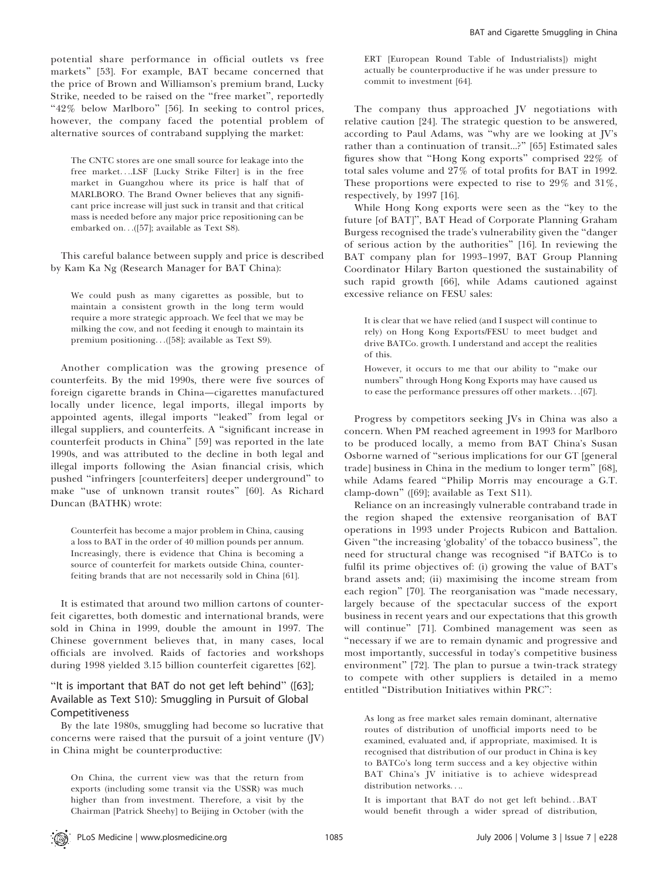potential share performance in official outlets vs free markets" [53]. For example, BAT became concerned that the price of Brown and Williamson's premium brand, Lucky Strike, needed to be raised on the "free market", reportedly "42% below Marlboro" [56]. In seeking to control prices, however, the company faced the potential problem of alternative sources of contraband supplying the market:

> The CNTC stores are one small source for leakage into the free market….LSF [Lucky Strike Filter] is in the free market in Guangzhou where its price is half that of MARLBORO. The Brand Owner believes that any significant price increase will just suck in transit and that critical mass is needed before any major price repositioning can be embarked on…([57]; available as Text S8).

This careful balance between supply and price is described by Kam Ka Ng (Research Manager for BAT China):

> We could push as many cigarettes as possible, but to maintain a consistent growth in the long term would require a more strategic approach. We feel that we may be milking the cow, and not feeding it enough to maintain its premium positioning…([58]; available as Text S9).

Another complication was the growing presence of counterfeits. By the mid 1990s, there were five sources of foreign cigarette brands in China—cigarettes manufactured locally under licence, legal imports, illegal imports by appointed agents, illegal imports "leaked" from legal or illegal suppliers, and counterfeits. A "significant increase in counterfeit products in China" [59] was reported in the late 1990s, and was attributed to the decline in both legal and illegal imports following the Asian financial crisis, which pushed "infringers [counterfeiters] deeper underground" to make "use of unknown transit routes" [60]. As Richard Duncan (BATHK) wrote:

> Counterfeit has become a major problem in China, causing a loss to BAT in the order of 40 million pounds per annum. Increasingly, there is evidence that China is becoming a source of counterfeit for markets outside China, counterfeiting brands that are not necessarily sold in China [61].

It is estimated that around two million cartons of counterfeit cigarettes, both domestic and international brands, were sold in China in 1999, double the amount in 1997. The Chinese government believes that, in many cases, local officials are involved. Raids of factories and workshops during 1998 yielded 3.15 billion counterfeit cigarettes [62].

## "It is important that BAT do not get left behind" ([63]; Available as Text S10): Smuggling in Pursuit of Global Competitiveness

By the late 1980s, smuggling had become so lucrative that concerns were raised that the pursuit of a joint venture (JV) in China might be counterproductive:

> On China, the current view was that the return from exports (including some transit via the USSR) was much higher than from investment. Therefore, a visit by the Chairman [Patrick Sheehy] to Beijing in October (with the ERT [European Round Table of Industrialists]) might actually be counterproductive if he was under pressure to commit to investment [64].

The company thus approached JV negotiations with relative caution [24]. The strategic question to be answered, according to Paul Adams, was "why are we looking at JV's rather than a continuation of transit...?" [65] Estimated sales figures show that "Hong Kong exports" comprised 22% of total sales volume and 27% of total profits for BAT in 1992. These proportions were expected to rise to 29% and 31%, respectively, by 1997 [16].

While Hong Kong exports were seen as the "key to the future [of BAT]", BAT Head of Corporate Planning Graham Burgess recognised the trade's vulnerability given the "danger of serious action by the authorities" [16]. In reviewing the BAT company plan for 1993–1997, BAT Group Planning Coordinator Hilary Barton questioned the sustainability of such rapid growth [66], while Adams cautioned against excessive reliance on FESU sales:

> It is clear that we have relied (and I suspect will continue to rely) on Hong Kong Exports/FESU to meet budget and drive BATCo. growth. I understand and accept the realities of this.
>
> However, it occurs to me that our ability to "make our numbers" through Hong Kong Exports may have caused us to ease the performance pressures off other markets…[67].

Progress by competitors seeking JVs in China was also a concern. When PM reached agreement in 1993 for Marlboro to be produced locally, a memo from BAT China's Susan Osborne warned of "serious implications for our GT [general trade] business in China in the medium to longer term" [68], while Adams feared "Philip Morris may encourage a G.T. clamp-down" ([69]; available as Text S11).

Reliance on an increasingly vulnerable contraband trade in the region shaped the extensive reorganisation of BAT operations in 1993 under Projects Rubicon and Battalion. Given "the increasing 'globality' of the tobacco business", the need for structural change was recognised "if BATCo is to fulfil its prime objectives of: (i) growing the value of BAT's brand assets and; (ii) maximising the income stream from each region" [70]. The reorganisation was "made necessary, largely because of the spectacular success of the export business in recent years and our expectations that this growth will continue" [71]. Combined management was seen as "necessary if we are to remain dynamic and progressive and most importantly, successful in today's competitive business environment" [72]. The plan to pursue a twin-track strategy to compete with other suppliers is detailed in a memo entitled "Distribution Initiatives within PRC":

> As long as free market sales remain dominant, alternative routes of distribution of unofficial imports need to be examined, evaluated and, if appropriate, maximised. It is recognised that distribution of our product in China is key to BATCo's long term success and a key objective within BAT China's JV initiative is to achieve widespread distribution networks….
>
> It is important that BAT do not get left behind…BAT would benefit through a wider spread of distribution,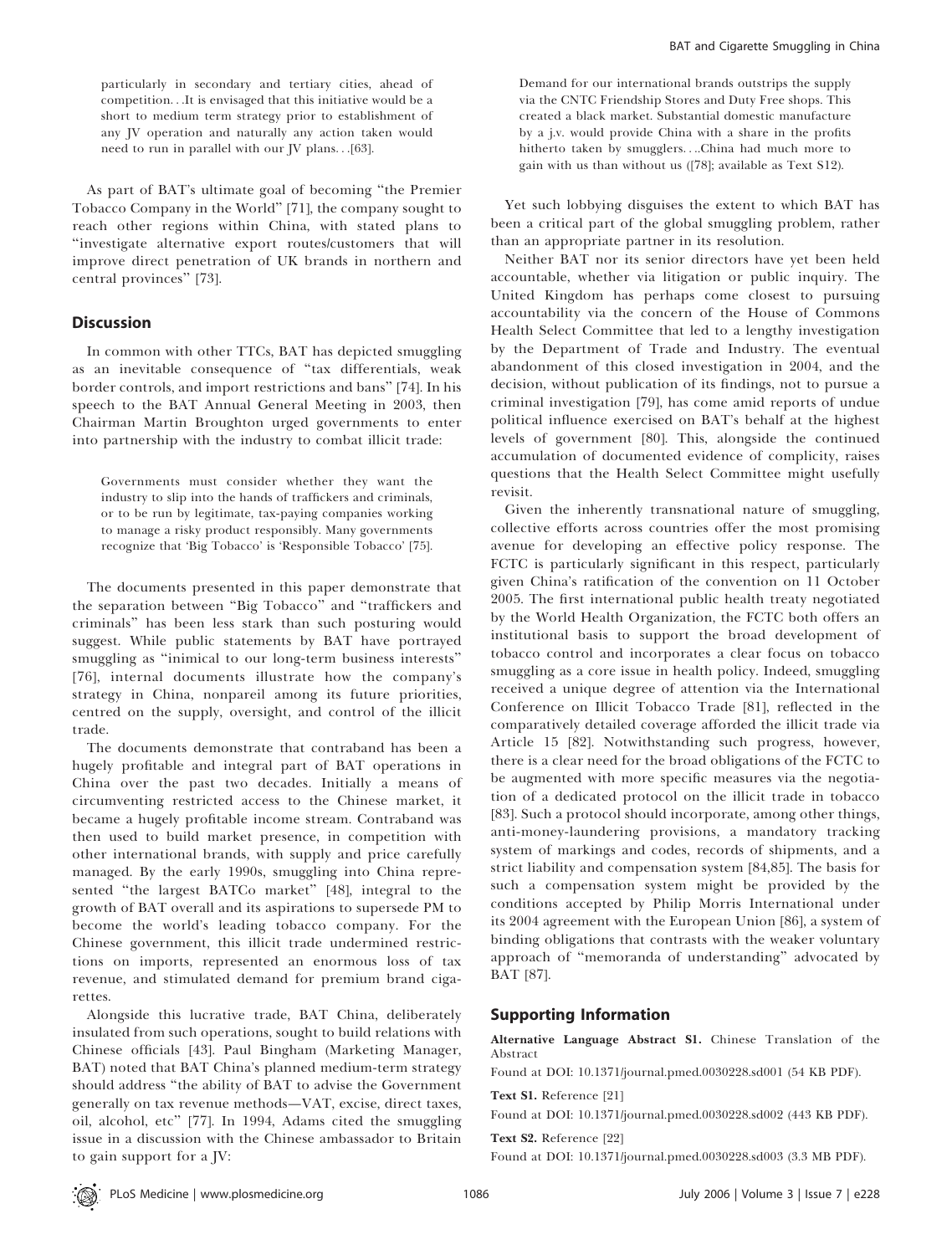particularly in secondary and tertiary cities, ahead of competition. . .It is envisaged that this initiative would be a short to medium term strategy prior to establishment of any JV operation and naturally any action taken would need to run in parallel with our JV plans. . .[63].

As part of BAT's ultimate goal of becoming "the Premier Tobacco Company in the World" [71], the company sought to reach other regions within China, with stated plans to "investigate alternative export routes/customers that will improve direct penetration of UK brands in northern and central provinces" [73].

## Discussion

In common with other TTCs, BAT has depicted smuggling as an inevitable consequence of "tax differentials, weak border controls, and import restrictions and bans" [74]. In his speech to the BAT Annual General Meeting in 2003, then Chairman Martin Broughton urged governments to enter into partnership with the industry to combat illicit trade:

> Governments must consider whether they want the industry to slip into the hands of traffickers and criminals, or to be run by legitimate, tax-paying companies working to manage a risky product responsibly. Many governments recognize that 'Big Tobacco' is 'Responsible Tobacco' [75].

The documents presented in this paper demonstrate that the separation between "Big Tobacco" and "traffickers and criminals" has been less stark than such posturing would suggest. While public statements by BAT have portrayed smuggling as "inimical to our long-term business interests" [76], internal documents illustrate how the company's strategy in China, nonpareil among its future priorities, centred on the supply, oversight, and control of the illicit trade.

The documents demonstrate that contraband has been a hugely profitable and integral part of BAT operations in China over the past two decades. Initially a means of circumventing restricted access to the Chinese market, it became a hugely profitable income stream. Contraband was then used to build market presence, in competition with other international brands, with supply and price carefully managed. By the early 1990s, smuggling into China represented "the largest BATCo market" [48], integral to the growth of BAT overall and its aspirations to supersede PM to become the world's leading tobacco company. For the Chinese government, this illicit trade undermined restrictions on imports, represented an enormous loss of tax revenue, and stimulated demand for premium brand cigarettes.

Alongside this lucrative trade, BAT China, deliberately insulated from such operations, sought to build relations with Chinese officials [43]. Paul Bingham (Marketing Manager, BAT) noted that BAT China's planned medium-term strategy should address "the ability of BAT to advise the Government generally on tax revenue methods—VAT, excise, direct taxes, oil, alcohol, etc" [77]. In 1994, Adams cited the smuggling issue in a discussion with the Chinese ambassador to Britain to gain support for a JV:

> Demand for our international brands outstrips the supply via the CNTC Friendship Stores and Duty Free shops. This created a black market. Substantial domestic manufacture by a j.v. would provide China with a share in the profits hitherto taken by smugglers. . ..China had much more to gain with us than without us ([78]; available as Text S12).

Yet such lobbying disguises the extent to which BAT has been a critical part of the global smuggling problem, rather than an appropriate partner in its resolution.

Neither BAT nor its senior directors have yet been held accountable, whether via litigation or public inquiry. The United Kingdom has perhaps come closest to pursuing accountability via the concern of the House of Commons Health Select Committee that led to a lengthy investigation by the Department of Trade and Industry. The eventual abandonment of this closed investigation in 2004, and the decision, without publication of its findings, not to pursue a criminal investigation [79], has come amid reports of undue political influence exercised on BAT's behalf at the highest levels of government [80]. This, alongside the continued accumulation of documented evidence of complicity, raises questions that the Health Select Committee might usefully revisit.

Given the inherently transnational nature of smuggling, collective efforts across countries offer the most promising avenue for developing an effective policy response. The FCTC is particularly significant in this respect, particularly given China's ratification of the convention on 11 October 2005. The first international public health treaty negotiated by the World Health Organization, the FCTC both offers an institutional basis to support the broad development of tobacco control and incorporates a clear focus on tobacco smuggling as a core issue in health policy. Indeed, smuggling received a unique degree of attention via the International Conference on Illicit Tobacco Trade [81], reflected in the comparatively detailed coverage afforded the illicit trade via Article 15 [82]. Notwithstanding such progress, however, there is a clear need for the broad obligations of the FCTC to be augmented with more specific measures via the negotiation of a dedicated protocol on the illicit trade in tobacco [83]. Such a protocol should incorporate, among other things, anti-money-laundering provisions, a mandatory tracking system of markings and codes, records of shipments, and a strict liability and compensation system [84,85]. The basis for such a compensation system might be provided by the conditions accepted by Philip Morris International under its 2004 agreement with the European Union [86], a system of binding obligations that contrasts with the weaker voluntary approach of "memoranda of understanding" advocated by BAT [87].

## Supporting Information

**Alternative Language Abstract S1.** Chinese Translation of the Abstract

Found at DOI: 10.1371/journal.pmed.0030228.sd001 (54 KB PDF).

**Text S1.** Reference [21]

Found at DOI: 10.1371/journal.pmed.0030228.sd002 (443 KB PDF).

**Text S2.** Reference [22]

Found at DOI: 10.1371/journal.pmed.0030228.sd003 (3.3 MB PDF).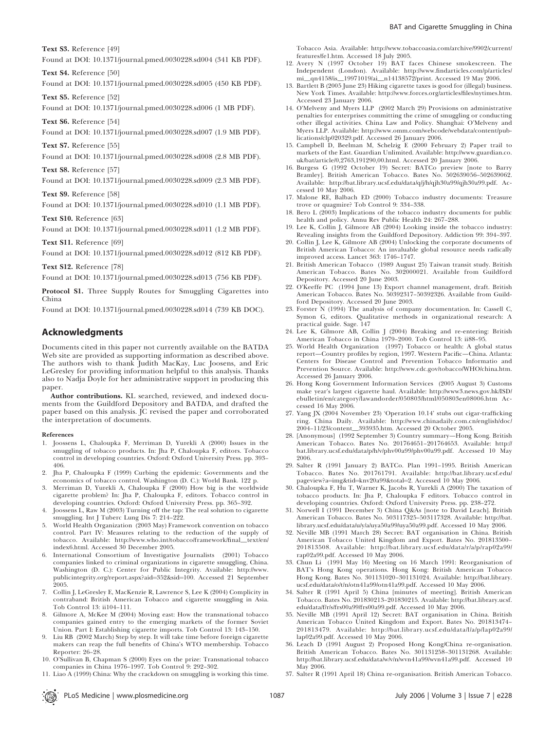**Text S3.** Reference [49]

Found at DOI: 10.1371/journal.pmed.0030228.sd004 (341 KB PDF).

**Text S4.** Reference [50]

Found at DOI: 10.1371/journal.pmed.0030228.sd005 (450 KB PDF).

**Text S5.** Reference [52]

Found at DOI: 10.1371/journal.pmed.0030228.sd006 (1 MB PDF).

**Text S6.** Reference [54]

Found at DOI: 10.1371/journal.pmed.0030228.sd007 (1.9 MB PDF).

**Text S7.** Reference [55]

Found at DOI: 10.1371/journal.pmed.0030228.sd008 (2.8 MB PDF).

**Text S8.** Reference [57]

Found at DOI: 10.1371/journal.pmed.0030228.sd009 (2.3 MB PDF).

**Text S9.** Reference [58]

Found at DOI: 10.1371/journal.pmed.0030228.sd010 (1.1 MB PDF).

**Text S10.** Reference [63]

Found at DOI: 10.1371/journal.pmed.0030228.sd011 (1.2 MB PDF).

**Text S11.** Reference [69]

Found at DOI: 10.1371/journal.pmed.0030228.sd012 (812 KB PDF).

**Text S12.** Reference [78]

Found at DOI: 10.1371/journal.pmed.0030228.sd013 (756 KB PDF).

**Protocol S1.** Three Supply Routes for Smuggling Cigarettes into China

Found at DOI: 10.1371/journal.pmed.0030228.sd014 (739 KB DOC).

## Acknowledgments

Documents cited in this paper not currently available on the BATDA Web site are provided as supporting information as described above. The authors wish to thank Judith MacKay, Luc Joosens, and Eric LeGresley for providing information helpful to this analysis. Thanks also to Nadja Doyle for her administrative support in producing this paper.

**Author contributions.** KL searched, reviewed, and indexed documents from the Guildford Depository and BATDA, and drafted the paper based on this analysis. JC revised the paper and corroborated the interpretation of documents.

### References

1. Joossens L, Chaloupka F, Merriman D, Yurekli A (2000) Issues in the smuggling of tobacco products. In: Jha P, Chaloupka F, editors. Tobacco control in developing countries. Oxford: Oxford University Press. pp. 393–406.
2. Jha P, Chaloupka F (1999) Curbing the epidemic: Governments and the economics of tobacco control. Washington (D. C.): World Bank. 122 p.
3. Merriman D, Yurekli A, Chaloupka F (2000) How big is the worldwide cigarette problem? In: Jha P, Chaloupka F, editors. Tobacco control in developing countries. Oxford: Oxford University Press. pp. 365–392.
4. Joossens L, Raw M (2003) Turning off the tap: The real solution to cigarette smuggling. Int J Tuberc Lung Dis 7: 214–222.
5. World Health Organization (2003 May) Framework convention on tobacco control. Part IV: Measures relating to the reduction of the supply of tobacco. Available: http://www.who.int/tobacco/framework/final_text/en/index6.html. Accessed 30 December 2005.
6. International Consortium of Investigative Journalists (2001) Tobacco companies linked to criminal organizations in cigarette smuggling, China. Washington (D. C.): Center for Public Integrity. Available: http://www.publicintegrity.org/report.aspx?aid=352&sid=100. Accessed 21 September 2005.
7. Collin J, LeGresley E, MacKenzie R, Lawrence S, Lee K (2004) Complicity in contraband: British American Tobacco and cigarette smuggling in Asia. Tob Control 13: ii104–111.
8. Gilmore A, McKee M (2004) Moving east: How the transnational tobacco companies gained entry to the emerging markets of the former Soviet Union. Part I: Establishing cigarette imports. Tob Control 13: 143–150.
9. Liu RB (2002 March) Step by step. It will take time before foreign cigarette makers can reap the full benefits of China's WTO membership. Tobacco Reporter: 26–28.
10. O'Sullivan B, Chapman S (2000) Eyes on the prize: Transnational tobacco companies in China 1976–1997. Tob Control 9: 292–302.
11. Liao A (1999) China: Why the crackdown on smuggling is working this time. Tobacco Asia. Available: http://www.tobaccoasia.com/archive/9902/current/features/fe1.htm. Accessed 18 July 2005.
12. Avery N (1997 October 19) BAT faces Chinese smokescreen. The Independent (London). Available: http://www.findarticles.com/p/articles/mi_qn4158/is_19971019/ai_n14138572/print. Accessed 19 May 2006.
13. Bartlett B (2005 June 23) Hiking cigarette taxes is good for (illegal) business. New York Times. Available: http://www.forces.org/articles/files/nytimes.htm. Accessed 23 January 2006.
14. O'Melveny and Myers LLP (2002 March 29) Provisions on administrative penalties for enterprises committing the crime of smuggling or conducting other illegal activities. China Law and Policy. Shanghai: O'Melveny and Myers LLP. Available: http://www.omm.com/webcode/webdata/content/publications/clp020329.pdf. Accessed 26 January 2006.
15. Campbell D, Beelman M, Schelzig E (2000 February 2) Paper trail to markets of the East. Guardian Unlimited. Available: http://www.guardian.co.uk/bat/article/0,2763,191290,00.html. Accessed 20 January 2006.
16. Burgess G (1992 October 19) Secret: BATCo preview [note to Barry Bramley]. British American Tobacco. Bates No. 502639056–502639062. Available: http://bat.library.ucsf.edu/data/q/j/h/qjh30a99/qjh30a99.pdf. Accessed 10 May 2006.
17. Malone RE, Balbach ED (2000) Tobacco industry documents: Treasure trove or quagmire? Tob Control 9: 334–338.
18. Bero L (2003) Implications of the tobacco industry documents for public health and policy. Annu Rev Public Health 24: 267–288.
19. Lee K, Collin J, Gilmore AB (2004) Looking inside the tobacco industry: Revealing insights from the Guildford Depository. Addiction 99: 394–397.
20. Collin J, Lee K, Gilmore AB (2004) Unlocking the corporate documents of British American Tobacco: An invaluable global resource needs radically improved access. Lancet 363: 1746–1747.
21. British American Tobacco (1989 August 25) Taiwan transit study. British American Tobacco. Bates No. 302000021. Available from Guildford Depository. Accessed 20 June 2003.
22. O'Keeffe PC (1994 June 13) Export channel management, draft. British American Tobacco. Bates No. 50392317–50392326. Available from Guildford Depository. Accessed 20 June 2003.
23. Forster N (1994) The analysis of company documentation. In: Cassell C, Symon G, editors. Qualitative methods in organizational research: A practical guide. Sage. 147
24. Lee K, Gilmore AB, Collin J (2004) Breaking and re-entering: British American Tobacco in China 1979–2000. Tob Control 13: ii88–95.
25. World Health Organization (1997) Tobacco or health: A global status report—Country profiles by region, 1997. Western Pacific—China. Atlanta: Centers for Disease Control and Prevention Tobacco Informatio and Prevention Source. Available: http://www.cdc.gov/tobacco/WHO/china.htm. Accessed 26 January 2006.
26. Hong Kong Government Information Services (2005 August 3) Customs make year's largest cigarette haul. Available: http://www3.news.gov.hk/ISD/ebulletin/en/category/lawandorder/050803/html/050803en08006.htm Accessed 16 May 2006.
27. Yang JX (2004 November 23) 'Operation 10.14' stubs out cigar-trafficking ring. China Daily. Available: http://www.chinadaily.com.cn/english/doc/2004-11/23/content_393935.htm. Accessed 20 October 2005.
28. [Anonymous] (1992 September 3) Country summary—Hong Kong. British American Tobacco. Bates No. 201764651–201764653. Available: http://bat.library.ucsf.edu/data/p/h/v/phv00a99/phv00a99.pdf. Accessed 10 May 2006.
29. Salter R (1991 January 2) BATCo. Plan 1991–1995. British American Tobacco. Bates No. 201761791. Available: http://bat.library.ucsf.edu/pageview?a=img&tid=knv20a99&total=2. Accessed 10 May 2006.
30. Chaloupka F, Hu T, Warner K, Jacobs R, Yurekli A (2000) The taxation of tobacco products. In: Jha P, Chaloupka F editors. Tobacco control in developing countries. Oxford: Oxford University Press. pp. 238–272.
31. Norwell I (1991 December 3) China Q&As [note to David Leach]. British American Tobacco. Bates No. 503117325–503117328. Available: http://bat.library.ucsf.edu/data/u/y/a/uya50a99/uya50a99.pdf. Accessed 10 May 2006.
32. Neville MB (1991 March 28) Secret: BAT organisation in China. British American Tobacco United Kingdom and Export. Bates No. 201813500–201813508. Available: http://bat.library.ucsf.edu/data/r/a/p/rap02a99/rap02a99.pdf. Accessed 10 May 2006.
33. Chun Li (1991 May 16) Meeting on 16 March 1991: Reorganisation of BAT's Hong Kong operations. Hong Kong: British American Tobacco Hong Kong. Bates No. 301131020–301131024. Available: http://bat.library.ucsf.edu/data/o/t/n/otn41a99/otn41a99.pdf. Accessed 10 May 2006.
34. Salter R (1991 April 5) China [minutes of meeting]. British American Tobacco. Bates No. 201830213–201830215. Available: http://bat.library.ucsf.edu/data/f/r/s/frs00a99/frs00a99.pdf. Accessed 10 May 2006.
35. Neville MB (1991 April 12) Secret: BAT organisation in China. British American Tobacco United Kingdom and Export. Bates No. 201813474–201813479. Available: http://bat.library.ucsf.edu/data/l/a/p/lap02a99/lap02a99.pdf. Accessed 10 May 2006.
36. Leach D (1991 August 2) Proposed Hong Kong/China re-organisation. British American Tobacco. Bates No. 301131258–301131268. Available: http://bat.library.ucsf.edu/data/w/v/n/wvn41a99/wvn41a99.pdf. Accessed 10 May 2006.
37. Salter R (1991 April 18) China re-organisation. British American Tobacco.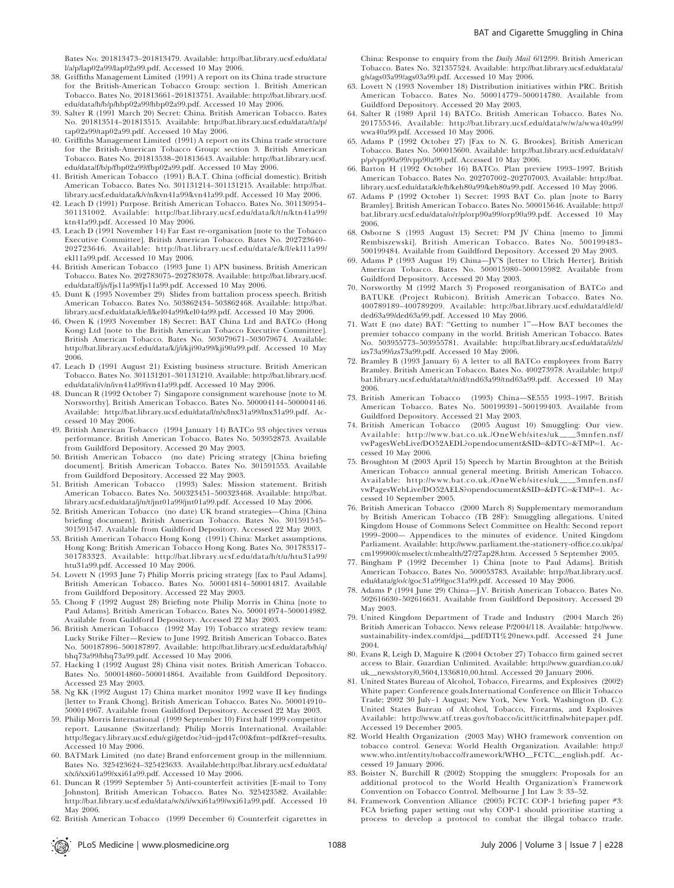Bates No. 201813473–201813479. Available: http://bat.library.ucsf.edu/data/l/a/p/lap02a99/lap02a99.pdf. Accessed 10 May 2006.

38. Griffiths Management Limited (1991) A report on its China trade structure for the British-American Tobacco Group: section 1. British American Tobacco. Bates No. 201813661–201813751. Available: http://bat.library.ucsf.edu/data/h/b/p/hbp02a99/hbp02a99.pdf. Accessed 10 May 2006.
39. Salter R (1991 March 20) Secret: China. British American Tobacco. Bates No. 201813514–201813515. Available: http://bat.library.ucsf.edu/data/t/a/p/tap02a99/tap02a99.pdf. Accessed 10 May 2006.
40. Griffiths Management Limited (1991) A report on its China trade structure for the British-American Tobacco Group: section 3. British American Tobacco. Bates No. 201813538–201813643. Available: http://bat.library.ucsf.edu/data/f/b/p/fbp02a99/fbp02a99.pdf. Accessed 10 May 2006.
41. British American Tobacco (1991) B.A.T. China (official domestic). British American Tobacco. Bates No. 301131214–301131215. Available: http://bat.library.ucsf.edu/data/k/v/n/kvn41a99/kvn41a99.pdf. Accessed 10 May 2006.
42. Leach D (1991) Purpose. British American Tobacco. Bates No. 301130954–301131002. Available: http://bat.library.ucsf.edu/data/k/t/n/ktn41a99/ktn41a99.pdf. Accessed 10 May 2006.
43. Leach D (1991 November 14) Far East re-organisation [note to the Tobacco Executive Committee]. British American Tobacco. Bates No. 202723640–202723646. Available: http://bat.library.ucsf.edu/data/e/k/l/ekl11a99/ekl11a99.pdf. Accessed 10 May 2006.
44. British American Tobacco (1993 June 1) APN business. British American Tobacco. Bates No. 202783075–202783078. Available: http://bat.library.ucsf.edu/data/f/j/s/fjs11a99/fjs11a99.pdf. Accessed 10 May 2006.
45. Dunt K (1995 November 29) Slides from battalion process speech. British American Tobacco. Bates No. 503862434–503862468. Available: http://bat.library.ucsf.edu/data/k/e/l/kel04a99/kel04a99.pdf. Accessed 10 May 2006.
46. Owen K (1993 November 18) Secret: BAT China Ltd and BATCo (Hong Kong) Ltd [note to the British American Tobacco Executive Committee]. British American Tobacco. Bates No. 503079671–503079674. Available: http://bat.library.ucsf.edu/data/k/j/i/kji90a99/kji90a99.pdf. Accessed 10 May 2006.
47. Leach D (1991 August 21) Existing business structure. British American Tobacco. Bates No. 301131201–301131210. Available: http://bat.library.ucsf.edu/data/i/v/n/ivn41a99/ivn41a99.pdf. Accessed 10 May 2006.
48. Duncan R (1992 October 7) Singapore consignment warehouse [note to M. Norsworthy]. British American Tobacco. Bates No. 500004144–500004146. Available: http://bat.library.ucsf.edu/data/l/n/x/lnx31a99/lnx31a99.pdf. Accessed 10 May 2006.
49. British American Tobacco (1994 January 14) BATCo 93 objectives versus performance. British American Tobacco. Bates No. 503952873. Available from Guildford Depository. Accessed 20 May 2003.
50. British American Tobacco (no date) Pricing strategy [China briefing document]. British American Tobacco. Bates No. 301591553. Available from Guildford Depository. Accessed 22 May 2003.
51. British American Tobacco (1993) Sales: Mission statement. British American Tobacco. Bates No. 500323451–500323468. Available: http://bat.library.ucsf.edu/data/j/n/t/jnt01a99/jnt01a99.pdf. Accessed 10 May 2006.
52. British American Tobacco (no date) UK brand strategies—China [China briefing document]. British American Tobacco. Bates No. 301591545–301591547. Available from Guildford Depository. Accessed 22 May 2003.
53. British American Tobacco Hong Kong (1991) China: Market assumptions. Hong Kong: British American Tobacco Hong Kong. Bates No. 301783317–301783323. Available: http://bat.library.ucsf.edu/data/h/t/u/htu31a99/htu31a99.pdf. Accessed 10 May 2006.
54. Lovett N (1993 June 7) Philip Morris pricing strategy [fax to Paul Adams]. British American Tobacco. Bates No. 500014814–500014817. Available from Guildford Depository. Accessed 22 May 2003.
55. Chong F (1992 August 28) Briefing note Philip Morris in China [note to Paul Adams]. British American Tobacco. Bates No. 500014974–500014982. Available from Guildford Depository. Accessed 22 May 2003.
56. British American Tobacco (1992 May 19) Tobacco strategy review team: Lucky Strike Filter—Review to June 1992. British American Tobacco. Bates No. 500187896–500187897. Available: http://bat.library.ucsf.edu/data/b/h/q/bhq73a99/bhq73a99.pdf. Accessed 10 May 2006.
57. Hacking I (1992 August 28) China visit notes. British American Tobacco. Bates No. 500014860–500014864. Available from Guildford Depository. Accessed 23 May 2003.
58. Ng KK (1992 August 17) China market monitor 1992 wave II key findings [letter to Frank Chong]. British American Tobacco. Bates No. 500014910–500014967. Available from Guildford Depository. Accessed 22 May 2003.
59. Philip Morris International (1999 September 10) First half 1999 competitor report. Lausanne (Switzerland): Philip Morris International. Available: http://legacy.library.ucsf.edu/cgi/getdoc?tid=jpd47c00&fmt=pdf&ref=results. Accessed 10 May 2006.
60. BATMark Limited (no date) Brand enforcement group in the millennium. Bates No. 325423624–325423633. Available:http://bat.library.ucsf.edu/data/x/x/i/xxi61a99/xxi61a99.pdf. Accessed 10 May 2006.
61. Duncan R (1999 September 5) Anti-counterfeit activities [E-mail to Tony Johnston]. British American Tobacco. Bates No. 325423582. Available: http://bat.library.ucsf.edu/data/w/x/i/wxi61a99/wxi61a99.pdf. Accessed 10 May 2006.
62. British American Tobacco (1999 December 6) Counterfeit cigarettes in China: Response to enquiry from the *Daily Mail* 6/12/99. British American Tobacco. Bates No. 321357524. Available: http://bat.library.ucsf.edu/data/a/g/s/ags03a99/ags03a99.pdf. Accessed 10 May 2006.
63. Lovett N (1993 November 18) Distribution initiatives within PRC. British American Tobacco. Bates No. 500014779–500014780. Available from Guildford Depository. Accessed 20 May 2003.
64. Salter R (1989 April 14) BATCo. British American Tobacco. Bates No. 201755346. Available: http://bat.library.ucsf.edu/data/w/w/a/wwa40a99/wwa40a99.pdf. Accessed 10 May 2006.
65. Adams P (1992 October 27) [Fax to N. G. Brookes]. British American Tobacco. Bates No. 500015600. Available: http://bat.library.ucsf.edu/data/v/p/p/vpp90a99/vpp90a99.pdf. Accessed 10 May 2006.
66. Barton H (1992 October 16) BATCo. Plan preview 1993–1997. British American Tobacco. Bates No. 202707002–202707003. Available: http://bat.library.ucsf.edu/data/k/e/h/keh80a99/keh80a99.pdf. Accessed 10 May 2006.
67. Adams P (1992 October 1) Secret: 1993 BAT Co. plan [note to Barry Bramley]. British American Tobacco. Bates No. 500015646. Available: http://bat.library.ucsf.edu/data/o/r/p/orp90a99/orp90a99.pdf. Accessed 10 May 2006.
68. Osborne S (1993 August 13) Secret: PM JV China [memo to Jimmi Rembiszewski]. British American Tobacco. Bates No. 500199483–500199484. Available from Guildford Depository. Accessed 20 May 2003.
69. Adams P (1993 August 19) China—JV'S [letter to Ulrich Herter]. British American Tobacco. Bates No. 500015980–500015982. Available from Guildford Depository. Accessed 20 May 2003.
70. Norsworthy M (1992 March 3) Proposed reorganisation of BATCo and BATUKE (Project Rubicon). British American Tobacco. Bates No. 400789189–400789209. Available: http://bat.library.ucsf.edu/data/d/e/d/ded63a99/ded63a99.pdf. Accessed 10 May 2006.
71. Watt E (no date) BAT: "Getting to number 1"—How BAT becomes the premier tobacco company in the world. British American Tobacco. Bates No. 503955773–503955781. Available: http://bat.library.ucsf.edu/data/i/z/s/izs73a99/izs73a99.pdf. Accessed 10 May 2006.
72. Bramley B (1993 January 6) A letter to all BATCo employees from Barry Bramley. British American Tobacco. Bates No. 400273978. Available: http://bat.library.ucsf.edu/data/t/n/d/tnd63a99/tnd63a99.pdf. Accessed 10 May 2006.
73. British American Tobacco (1993) China—SE555 1993–1997. British American Tobacco. Bates No. 500199391–500199403. Available from Guildford Depository. Accessed 21 May 2003.
74. British American Tobacco (2005 August 10) Smuggling: Our view. Available: http://www.bat.co.uk./OneWeb/sites/uk___3mnfen.nsf/vwPagesWebLive/DO52AEDL?opendocument&SID=&DTC=&TMP=1. Accessed 10 May 2006.
75. Broughton M (2003 April 15) Speech by Martin Broughton at the British American Tobacco annual general meeting. British American Tobacco. Available: http://www.bat.co.uk./OneWeb/sites/uk___3mnfen.nsf/vwPagesWebLive/DO52AELS?opendocument&SID=&DTC=&TMP=1. Accessed 10 September 2005.
76. British American Tobacco (2000 March 8) Supplementary memorandum by British American Tobacco (TB 28F): Smuggling allegations. United Kingdom House of Commons Select Committee on Health: Second report 1999–2000— Appendices to the minutes of evidence. United Kingdom Parliament. Available: http://www.parliament.the-stationery-office.co.uk/pa/cm199900/cmselect/cmhealth/27/27ap28.htm. Accessed 5 September 2005.
77. Bingham P (1992 December 1) China [note to Paul Adams]. British American Tobacco. Bates No. 500053783. Available: http://bat.library.ucsf.edu/data/g/o/c/goc31a99/goc31a99.pdf. Accessed 10 May 2006.
78. Adams P (1994 June 29) China—J.V. British American Tobacco. Bates No. 502616630–502616631. Available from Guildford Depository. Accessed 20 May 2003.
79. United Kingdom Department of Trade and Industry (2004 March 26) British American Tobacco. News release P/2004/118. Available: http://www.sustainability-index.com/djsi_pdf/DTI%20news.pdf. Accessed 24 June 2004.
80. Evans R, Leigh D, Maguire K (2004 October 27) Tobacco firm gained secret access to Blair. Guardian Unlimited. Available: http://www.guardian.co.uk/uk_news/story/0,3604,1336810,00.html. Accessed 20 January 2006.
81. United States Bureau of Alcohol, Tobacco, Firearms, and Explosives (2002) White paper: Conference goals.International Conference on Illicit Tobacco Trade; 2002 30 July–1 August; New York, New York. Washington (D. C.): United States Bureau of Alcohol, Tobacco, Firearms, and Explosives Available: http://www.atf.treas.gov/tobacco/icitt/icittfinalwhitepaper.pdf. Accessed 19 December 2005.
82. World Health Organization (2003 May) WHO framework convention on tobacco control. Geneva: World Health Organization. Available: http://www.who.int/entity/tobacco/framework/WHO_FCTC_english.pdf. Accessed 19 January 2006.
83. Boister N, Burchill R (2002) Stopping the smugglers: Proposals for an additional protocol to the World Health Organization's Framework Convention on Tobacco Control. Melbourne J Int Law 3: 33–52.
84. Framework Convention Alliance (2005) FCTC COP-1 briefing paper #3: FCA briefing paper setting out why COP-1 should prioritise starting a process to develop a protocol to combat the illegal tobacco trade.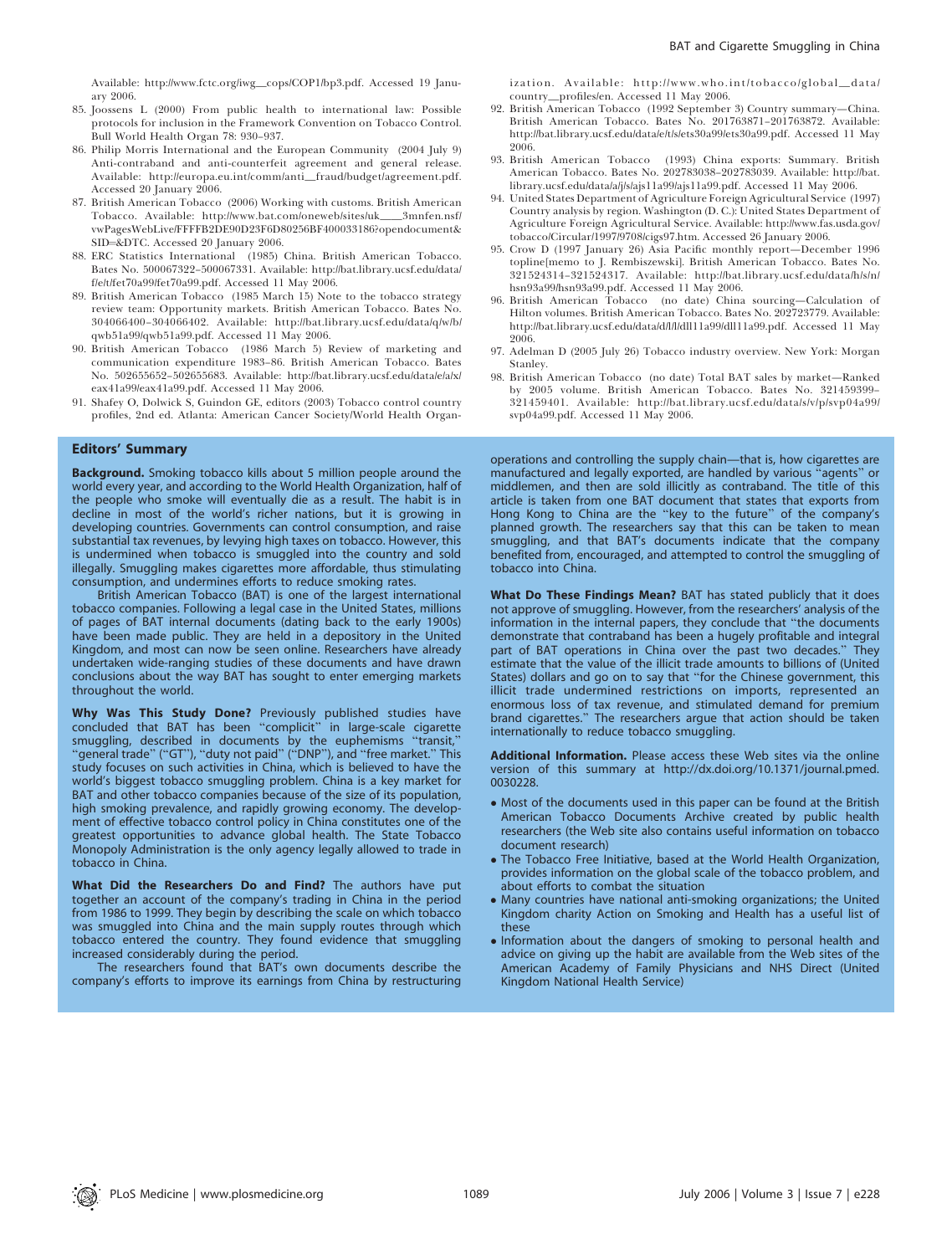Available: http://www.fctc.org/iwg__cops/COP1/bp3.pdf. Accessed 19 January 2006.

85. Joossens L (2000) From public health to international law: Possible protocols for inclusion in the Framework Convention on Tobacco Control. Bull World Health Organ 78: 930–937.
86. Philip Morris International and the European Community (2004 July 9) Anti-contraband and anti-counterfeit agreement and general release. Available: http://europa.eu.int/comm/anti__fraud/budget/agreement.pdf. Accessed 20 January 2006.
87. British American Tobacco (2006) Working with customs. British American Tobacco. Available: http://www.bat.com/oneweb/sites/uk____3mnfen.nsf/vwPagesWebLive/FFFFB2DE90D23F6D80256BF400033186?opendocument&SID=&DTC. Accessed 20 January 2006.
88. ERC Statistics International (1985) China. British American Tobacco. Bates No. 500067322–500067331. Available: http://bat.library.ucsf.edu/data/f/e/t/fet70a99/fet70a99.pdf. Accessed 11 May 2006.
89. British American Tobacco (1985 March 15) Note to the tobacco strategy review team: Opportunity markets. British American Tobacco. Bates No. 304066400–304066402. Available: http://bat.library.ucsf.edu/data/q/w/b/qwb51a99/qwb51a99.pdf. Accessed 11 May 2006.
90. British American Tobacco (1986 March 5) Review of marketing and communication expenditure 1983–86. British American Tobacco. Bates No. 502655652–502655683. Available: http://bat.library.ucsf.edu/data/e/a/x/eax41a99/eax41a99.pdf. Accessed 11 May 2006.
91. Shafey O, Dolwick S, Guindon GE, editors (2003) Tobacco control country profiles, 2nd ed. Atlanta: American Cancer Society/World Health Organization. Available: http://www.who.int/tobacco/global__data/country__profiles/en. Accessed 11 May 2006.
92. British American Tobacco (1992 September 3) Country summary—China. British American Tobacco. Bates No. 201763871–201763872. Available: http://bat.library.ucsf.edu/data/e/t/s/ets30a99/ets30a99.pdf. Accessed 11 May 2006.
93. British American Tobacco (1993) China exports: Summary. British American Tobacco. Bates No. 202783038–202783039. Available: http://bat.library.ucsf.edu/data/a/j/s/ajs11a99/ajs11a99.pdf. Accessed 11 May 2006.
94. United States Department of Agriculture Foreign Agricultural Service (1997) Country analysis by region. Washington (D. C.): United States Department of Agriculture Foreign Agricultural Service. Available: http://www.fas.usda.gov/tobacco/Circular/1997/9708/cigs97.htm. Accessed 26 January 2006.
95. Crow D (1997 January 26) Asia Pacific monthly report—December 1996 topline[memo to J. Rembiszewski]. British American Tobacco. Bates No. 321524314–321524317. Available: http://bat.library.ucsf.edu/data/h/s/n/hsn93a99/hsn93a99.pdf. Accessed 11 May 2006.
96. British American Tobacco (no date) China sourcing—Calculation of Hilton volumes. British American Tobacco. Bates No. 202723779. Available: http://bat.library.ucsf.edu/data/d/l/l/dll11a99/dll11a99.pdf. Accessed 11 May 2006.
97. Adelman D (2005 July 26) Tobacco industry overview. New York: Morgan Stanley.
98. British American Tobacco (no date) Total BAT sales by market—Ranked by 2005 volume. British American Tobacco. Bates No. 321459399–321459401. Available: http://bat.library.ucsf.edu/data/s/v/p/svp04a99/svp04a99.pdf. Accessed 11 May 2006.

## Editors' Summary

**Background.** Smoking tobacco kills about 5 million people around the world every year, and according to the World Health Organization, half of the people who smoke will eventually die as a result. The habit is in decline in most of the world's richer nations, but it is growing in developing countries. Governments can control consumption, and raise substantial tax revenues, by levying high taxes on tobacco. However, this is undermined when tobacco is smuggled into the country and sold illegally. Smuggling makes cigarettes more affordable, thus stimulating consumption, and undermines efforts to reduce smoking rates.

British American Tobacco (BAT) is one of the largest international tobacco companies. Following a legal case in the United States, millions of pages of BAT internal documents (dating back to the early 1900s) have been made public. They are held in a depository in the United Kingdom, and most can now be seen online. Researchers have already undertaken wide-ranging studies of these documents and have drawn conclusions about the way BAT has sought to enter emerging markets throughout the world.

**Why Was This Study Done?** Previously published studies have concluded that BAT has been "complicit" in large-scale cigarette smuggling, described in documents by the euphemisms "transit," "general trade" ("GT"), "duty not paid" ("DNP"), and "free market." This study focuses on such activities in China, which is believed to have the world's biggest tobacco smuggling problem. China is a key market for BAT and other tobacco companies because of the size of its population, high smoking prevalence, and rapidly growing economy. The development of effective tobacco control policy in China constitutes one of the greatest opportunities to advance global health. The State Tobacco Monopoly Administration is the only agency legally allowed to trade in tobacco in China.

**What Did the Researchers Do and Find?** The authors have put together an account of the company's trading in China in the period from 1986 to 1999. They begin by describing the scale on which tobacco was smuggled into China and the main supply routes through which tobacco entered the country. They found evidence that smuggling increased considerably during the period.

The researchers found that BAT's own documents describe the company's efforts to improve its earnings from China by restructuring operations and controlling the supply chain—that is, how cigarettes are manufactured and legally exported, are handled by various "agents" or middlemen, and then are sold illicitly as contraband. The title of this article is taken from one BAT document that states that exports from Hong Kong to China are the "key to the future" of the company's planned growth. The researchers say that this can be taken to mean smuggling, and that BAT's documents indicate that the company benefited from, encouraged, and attempted to control the smuggling of tobacco into China.

**What Do These Findings Mean?** BAT has stated publicly that it does not approve of smuggling. However, from the researchers' analysis of the information in the internal papers, they conclude that "the documents demonstrate that contraband has been a hugely profitable and integral part of BAT operations in China over the past two decades." They estimate that the value of the illicit trade amounts to billions of (United States) dollars and go on to say that "for the Chinese government, this illicit trade undermined restrictions on imports, represented an enormous loss of tax revenue, and stimulated demand for premium brand cigarettes." The researchers argue that action should be taken internationally to reduce tobacco smuggling.

**Additional Information.** Please access these Web sites via the online version of this summary at http://dx.doi.org/10.1371/journal.pmed.0030228.

- Most of the documents used in this paper can be found at the British American Tobacco Documents Archive created by public health researchers (the Web site also contains useful information on tobacco document research)
- The Tobacco Free Initiative, based at the World Health Organization, provides information on the global scale of the tobacco problem, and about efforts to combat the situation
- Many countries have national anti-smoking organizations; the United Kingdom charity Action on Smoking and Health has a useful list of these
- Information about the dangers of smoking to personal health and advice on giving up the habit are available from the Web sites of the American Academy of Family Physicians and NHS Direct (United Kingdom National Health Service)